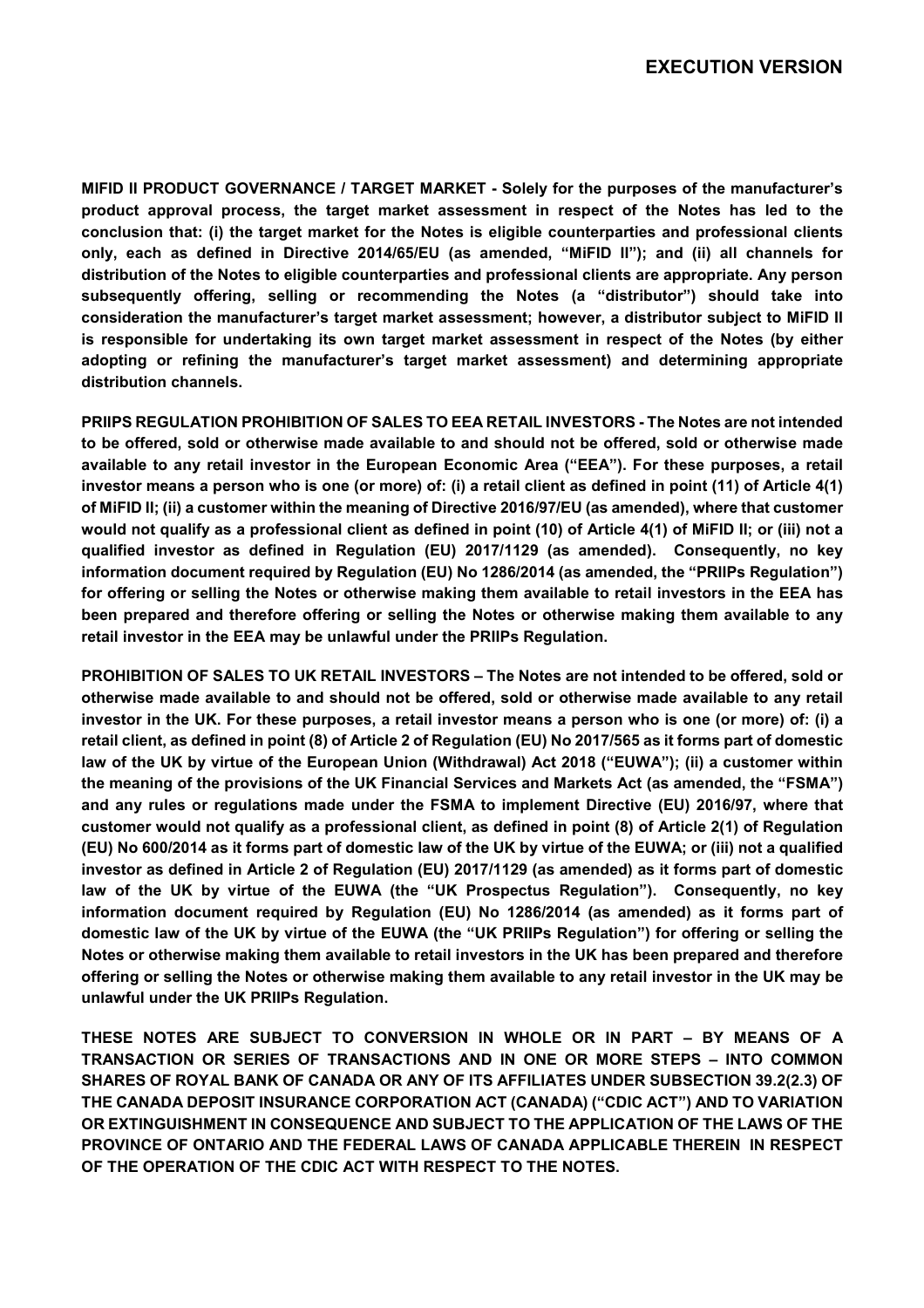**EXECUTION VERSION**

**MIFID II PRODUCT GOVERNANCE / TARGET MARKET - Solely for the purposes of the manufacturer's product approval process, the target market assessment in respect of the Notes has led to the conclusion that: (i) the target market for the Notes is eligible counterparties and professional clients only, each as defined in Directive 2014/65/EU (as amended, "MiFID II"); and (ii) all channels for distribution of the Notes to eligible counterparties and professional clients are appropriate. Any person subsequently offering, selling or recommending the Notes (a "distributor") should take into consideration the manufacturer's target market assessment; however, a distributor subject to MiFID II is responsible for undertaking its own target market assessment in respect of the Notes (by either adopting or refining the manufacturer's target market assessment) and determining appropriate distribution channels.**

**PRIIPS REGULATION PROHIBITION OF SALES TO EEA RETAIL INVESTORS - The Notes are not intended to be offered, sold or otherwise made available to and should not be offered, sold or otherwise made available to any retail investor in the European Economic Area ("EEA"). For these purposes, a retail investor means a person who is one (or more) of: (i) a retail client as defined in point (11) of Article 4(1) of MiFID II; (ii) a customer within the meaning of Directive 2016/97/EU (as amended), where that customer would not qualify as a professional client as defined in point (10) of Article 4(1) of MiFID II; or (iii) not a qualified investor as defined in Regulation (EU) 2017/1129 (as amended). Consequently, no key information document required by Regulation (EU) No 1286/2014 (as amended, the "PRIIPs Regulation") for offering or selling the Notes or otherwise making them available to retail investors in the EEA has been prepared and therefore offering or selling the Notes or otherwise making them available to any retail investor in the EEA may be unlawful under the PRIIPs Regulation.**

**PROHIBITION OF SALES TO UK RETAIL INVESTORS – The Notes are not intended to be offered, sold or otherwise made available to and should not be offered, sold or otherwise made available to any retail investor in the UK. For these purposes, a retail investor means a person who is one (or more) of: (i) a retail client, as defined in point (8) of Article 2 of Regulation (EU) No 2017/565 as it forms part of domestic law of the UK by virtue of the European Union (Withdrawal) Act 2018 ("EUWA"); (ii) a customer within the meaning of the provisions of the UK Financial Services and Markets Act (as amended, the "FSMA") and any rules or regulations made under the FSMA to implement Directive (EU) 2016/97, where that customer would not qualify as a professional client, as defined in point (8) of Article 2(1) of Regulation (EU) No 600/2014 as it forms part of domestic law of the UK by virtue of the EUWA; or (iii) not a qualified investor as defined in Article 2 of Regulation (EU) 2017/1129 (as amended) as it forms part of domestic law of the UK by virtue of the EUWA (the "UK Prospectus Regulation"). Consequently, no key information document required by Regulation (EU) No 1286/2014 (as amended) as it forms part of domestic law of the UK by virtue of the EUWA (the "UK PRIIPs Regulation") for offering or selling the Notes or otherwise making them available to retail investors in the UK has been prepared and therefore offering or selling the Notes or otherwise making them available to any retail investor in the UK may be unlawful under the UK PRIIPs Regulation.**

**THESE NOTES ARE SUBJECT TO CONVERSION IN WHOLE OR IN PART – BY MEANS OF A TRANSACTION OR SERIES OF TRANSACTIONS AND IN ONE OR MORE STEPS – INTO COMMON SHARES OF ROYAL BANK OF CANADA OR ANY OF ITS AFFILIATES UNDER SUBSECTION 39.2(2.3) OF THE CANADA DEPOSIT INSURANCE CORPORATION ACT (CANADA) ("CDIC ACT") AND TO VARIATION OR EXTINGUISHMENT IN CONSEQUENCE AND SUBJECT TO THE APPLICATION OF THE LAWS OF THE PROVINCE OF ONTARIO AND THE FEDERAL LAWS OF CANADA APPLICABLE THEREIN IN RESPECT OF THE OPERATION OF THE CDIC ACT WITH RESPECT TO THE NOTES.**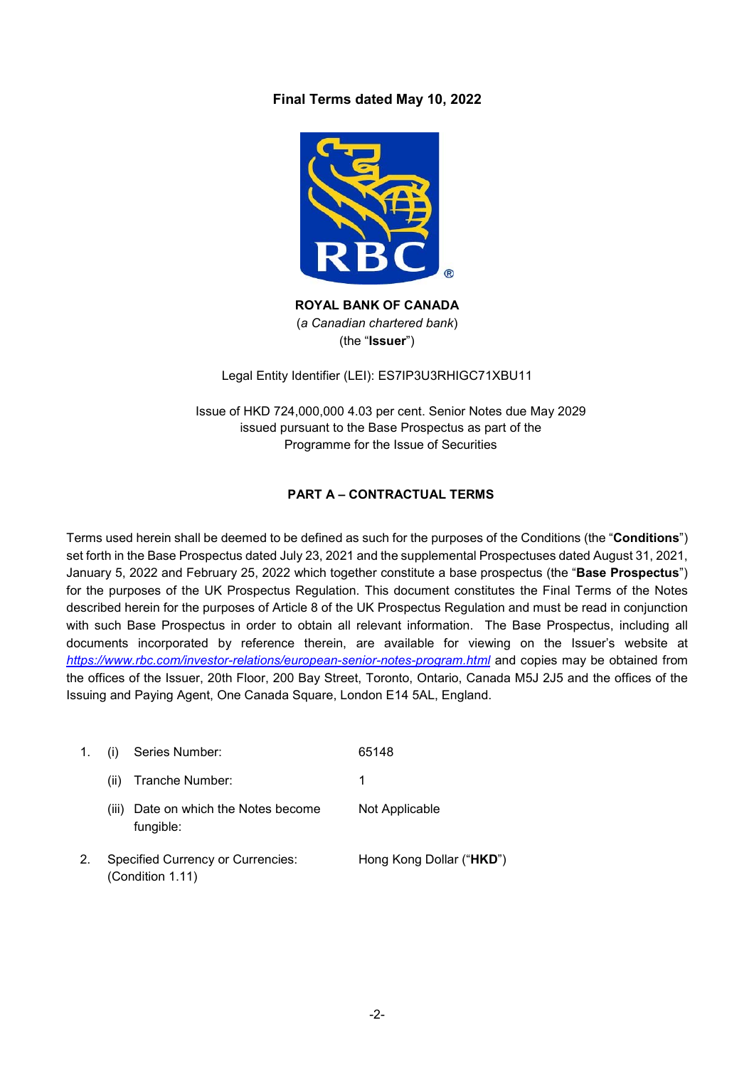**Final Terms dated May 10, 2022**

**ROYAL BANK OF CANADA**
(*a Canadian chartered bank*)
(the "**Issuer**")

Legal Entity Identifier (LEI): ES7IP3U3RHIGC71XBU11

Issue of HKD 724,000,000 4.03 per cent. Senior Notes due May 2029
issued pursuant to the Base Prospectus as part of the
Programme for the Issue of Securities

**PART A – CONTRACTUAL TERMS**

Terms used herein shall be deemed to be defined as such for the purposes of the Conditions (the "**Conditions**") set forth in the Base Prospectus dated July 23, 2021 and the supplemental Prospectuses dated August 31, 2021, January 5, 2022 and February 25, 2022 which together constitute a base prospectus (the "**Base Prospectus**") for the purposes of the UK Prospectus Regulation. This document constitutes the Final Terms of the Notes described herein for the purposes of Article 8 of the UK Prospectus Regulation and must be read in conjunction with such Base Prospectus in order to obtain all relevant information. The Base Prospectus, including all documents incorporated by reference therein, are available for viewing on the Issuer's website at *https://www.rbc.com/investor-relations/european-senior-notes-program.html* and copies may be obtained from the offices of the Issuer, 20th Floor, 200 Bay Street, Toronto, Ontario, Canada M5J 2J5 and the offices of the Issuing and Paying Agent, One Canada Square, London E14 5AL, England.

| | | |
|---|---|---|
| 1. | (i) Series Number: | 65148 |
| | (ii) Tranche Number: | 1 |
| | (iii) Date on which the Notes become fungible: | Not Applicable |
| 2. | Specified Currency or Currencies: (Condition 1.11) | Hong Kong Dollar ("**HKD**") |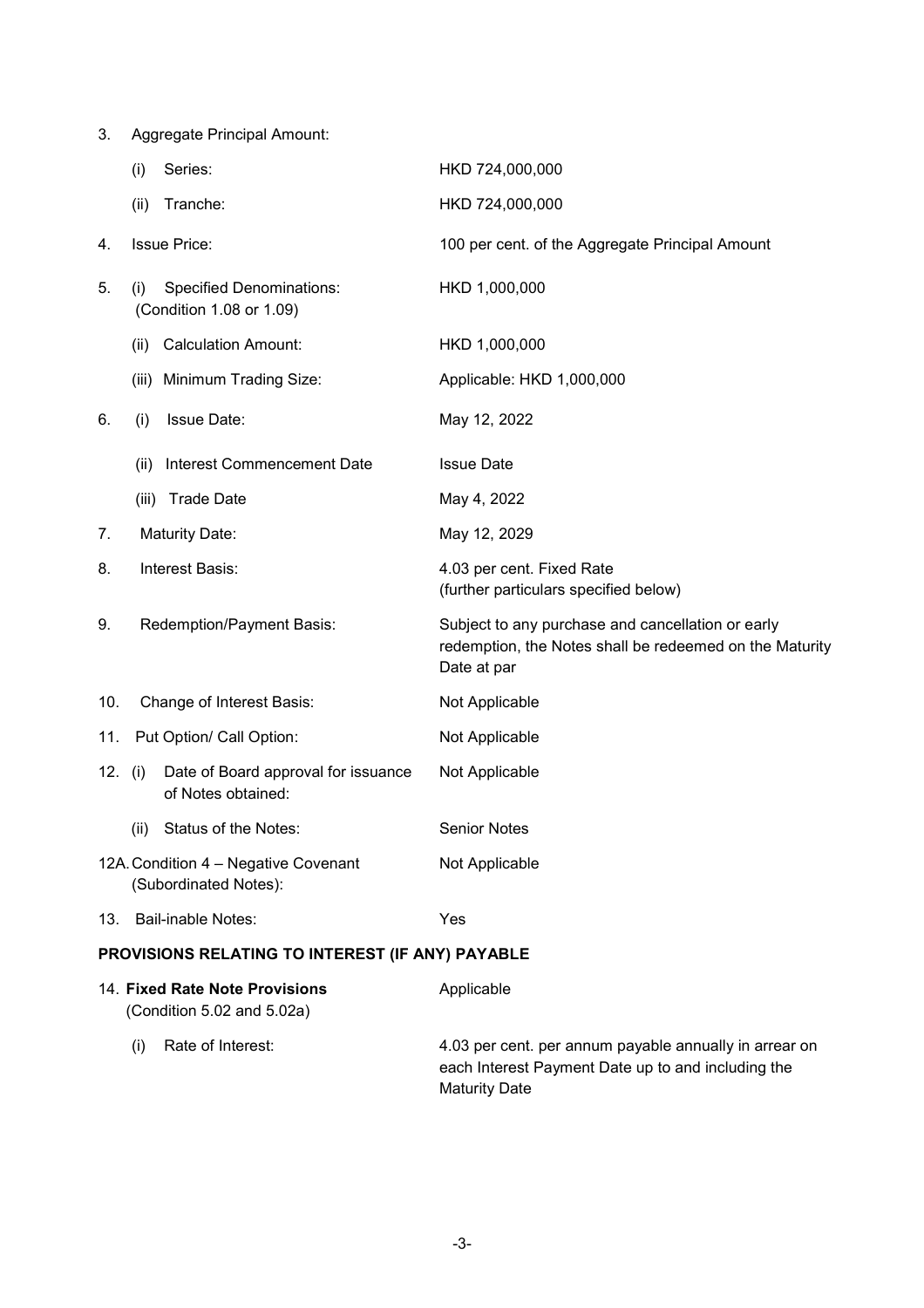| | | |
|---|---|---|
| 3. | Aggregate Principal Amount: | |
| | (i) Series: | HKD 724,000,000 |
| | (ii) Tranche: | HKD 724,000,000 |
| 4. | Issue Price: | 100 per cent. of the Aggregate Principal Amount |
| 5. | (i) Specified Denominations: (Condition 1.08 or 1.09) | HKD 1,000,000 |
| | (ii) Calculation Amount: | HKD 1,000,000 |
| | (iii) Minimum Trading Size: | Applicable: HKD 1,000,000 |
| 6. | (i) Issue Date: | May 12, 2022 |
| | (ii) Interest Commencement Date | Issue Date |
| | (iii) Trade Date | May 4, 2022 |
| 7. | Maturity Date: | May 12, 2029 |
| 8. | Interest Basis: | 4.03 per cent. Fixed Rate (further particulars specified below) |
| 9. | Redemption/Payment Basis: | Subject to any purchase and cancellation or early redemption, the Notes shall be redeemed on the Maturity Date at par |
| 10. | Change of Interest Basis: | Not Applicable |
| 11. | Put Option/ Call Option: | Not Applicable |
| 12. | (i) Date of Board approval for issuance of Notes obtained: | Not Applicable |
| | (ii) Status of the Notes: | Senior Notes |
| 12A. | Condition 4 – Negative Covenant (Subordinated Notes): | Not Applicable |
| 13. | Bail-inable Notes: | Yes |

**PROVISIONS RELATING TO INTEREST (IF ANY) PAYABLE**

| | | |
|---|---|---|
| 14. | **Fixed Rate Note Provisions** (Condition 5.02 and 5.02a) | Applicable |
| | (i) Rate of Interest: | 4.03 per cent. per annum payable annually in arrear on each Interest Payment Date up to and including the Maturity Date |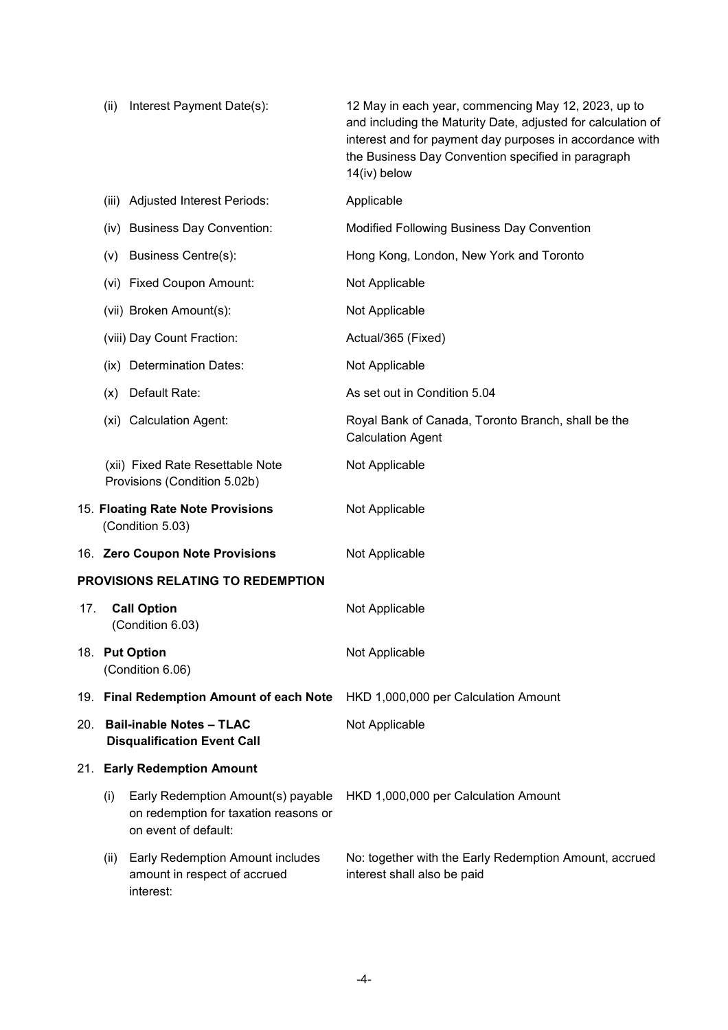| | |
|---|---|
| (ii) Interest Payment Date(s): | 12 May in each year, commencing May 12, 2023, up to and including the Maturity Date, adjusted for calculation of interest and for payment day purposes in accordance with the Business Day Convention specified in paragraph 14(iv) below |
| (iii) Adjusted Interest Periods: | Applicable |
| (iv) Business Day Convention: | Modified Following Business Day Convention |
| (v) Business Centre(s): | Hong Kong, London, New York and Toronto |
| (vi) Fixed Coupon Amount: | Not Applicable |
| (vii) Broken Amount(s): | Not Applicable |
| (viii) Day Count Fraction: | Actual/365 (Fixed) |
| (ix) Determination Dates: | Not Applicable |
| (x) Default Rate: | As set out in Condition 5.04 |
| (xi) Calculation Agent: | Royal Bank of Canada, Toronto Branch, shall be the Calculation Agent |
| (xii) Fixed Rate Resettable Note Provisions (Condition 5.02b) | Not Applicable |
| 15. **Floating Rate Note Provisions** (Condition 5.03) | Not Applicable |
| 16. **Zero Coupon Note Provisions** | Not Applicable |

**PROVISIONS RELATING TO REDEMPTION**

| | |
|---|---|
| 17. **Call Option** (Condition 6.03) | Not Applicable |
| 18. **Put Option** (Condition 6.06) | Not Applicable |
| 19. **Final Redemption Amount of each Note** | HKD 1,000,000 per Calculation Amount |
| 20. **Bail-inable Notes – TLAC Disqualification Event Call** | Not Applicable |
| 21. **Early Redemption Amount** | |
| (i) Early Redemption Amount(s) payable on redemption for taxation reasons or on event of default: | HKD 1,000,000 per Calculation Amount |
| (ii) Early Redemption Amount includes amount in respect of accrued interest: | No: together with the Early Redemption Amount, accrued interest shall also be paid |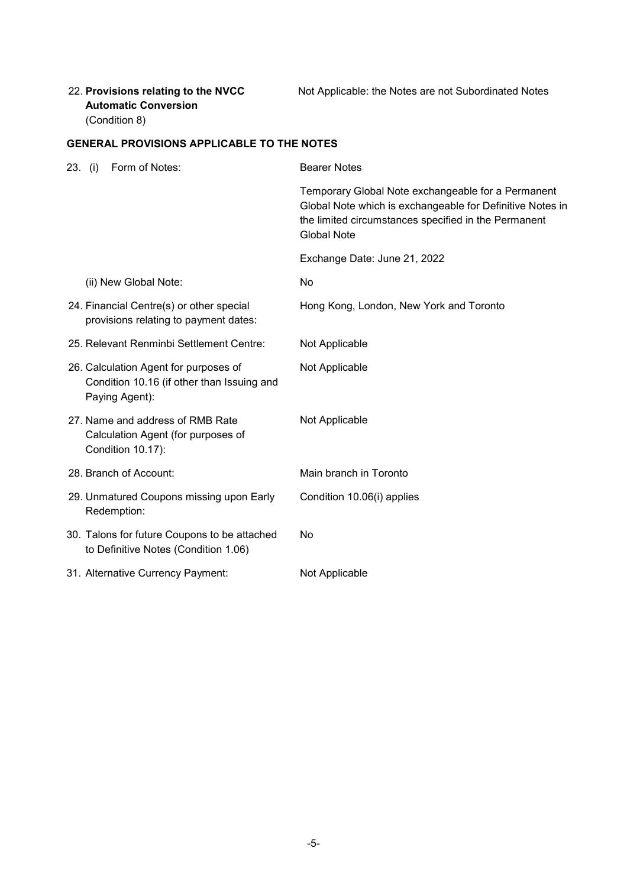| | |
|---|---|
| 22. **Provisions relating to the NVCC Automatic Conversion** (Condition 8) | Not Applicable: the Notes are not Subordinated Notes |

**GENERAL PROVISIONS APPLICABLE TO THE NOTES**

| | |
|---|---|
| 23. (i) Form of Notes: | Bearer Notes<br><br>Temporary Global Note exchangeable for a Permanent Global Note which is exchangeable for Definitive Notes in the limited circumstances specified in the Permanent Global Note<br><br>Exchange Date: June 21, 2022 |
| (ii) New Global Note: | No |
| 24. Financial Centre(s) or other special provisions relating to payment dates: | Hong Kong, London, New York and Toronto |
| 25. Relevant Renminbi Settlement Centre: | Not Applicable |
| 26. Calculation Agent for purposes of Condition 10.16 (if other than Issuing and Paying Agent): | Not Applicable |
| 27. Name and address of RMB Rate Calculation Agent (for purposes of Condition 10.17): | Not Applicable |
| 28. Branch of Account: | Main branch in Toronto |
| 29. Unmatured Coupons missing upon Early Redemption: | Condition 10.06(i) applies |
| 30. Talons for future Coupons to be attached to Definitive Notes (Condition 1.06) | No |
| 31. Alternative Currency Payment: | Not Applicable |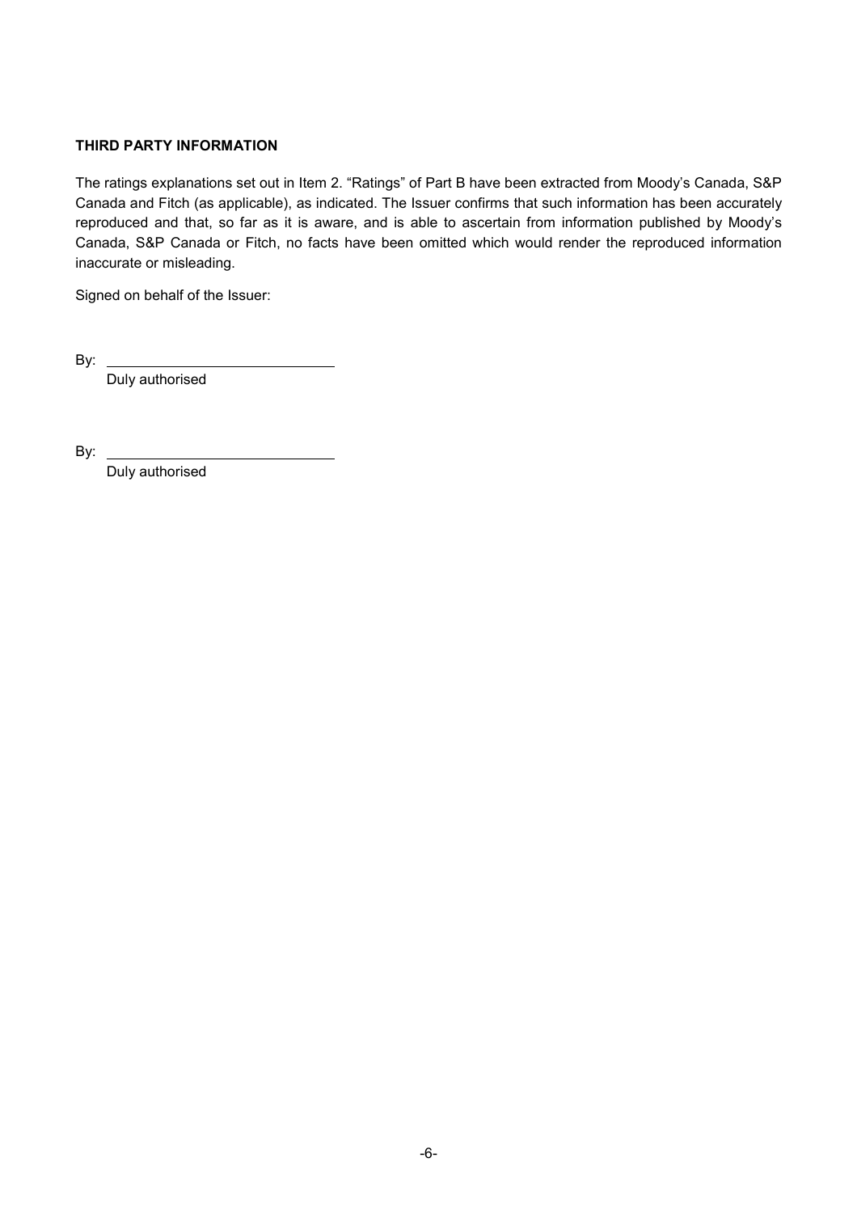**THIRD PARTY INFORMATION**

The ratings explanations set out in Item 2. "Ratings" of Part B have been extracted from Moody's Canada, S&P Canada and Fitch (as applicable), as indicated. The Issuer confirms that such information has been accurately reproduced and that, so far as it is aware, and is able to ascertain from information published by Moody's Canada, S&P Canada or Fitch, no facts have been omitted which would render the reproduced information inaccurate or misleading.

Signed on behalf of the Issuer:

By: ______________________________
Duly authorised

By: ______________________________
Duly authorised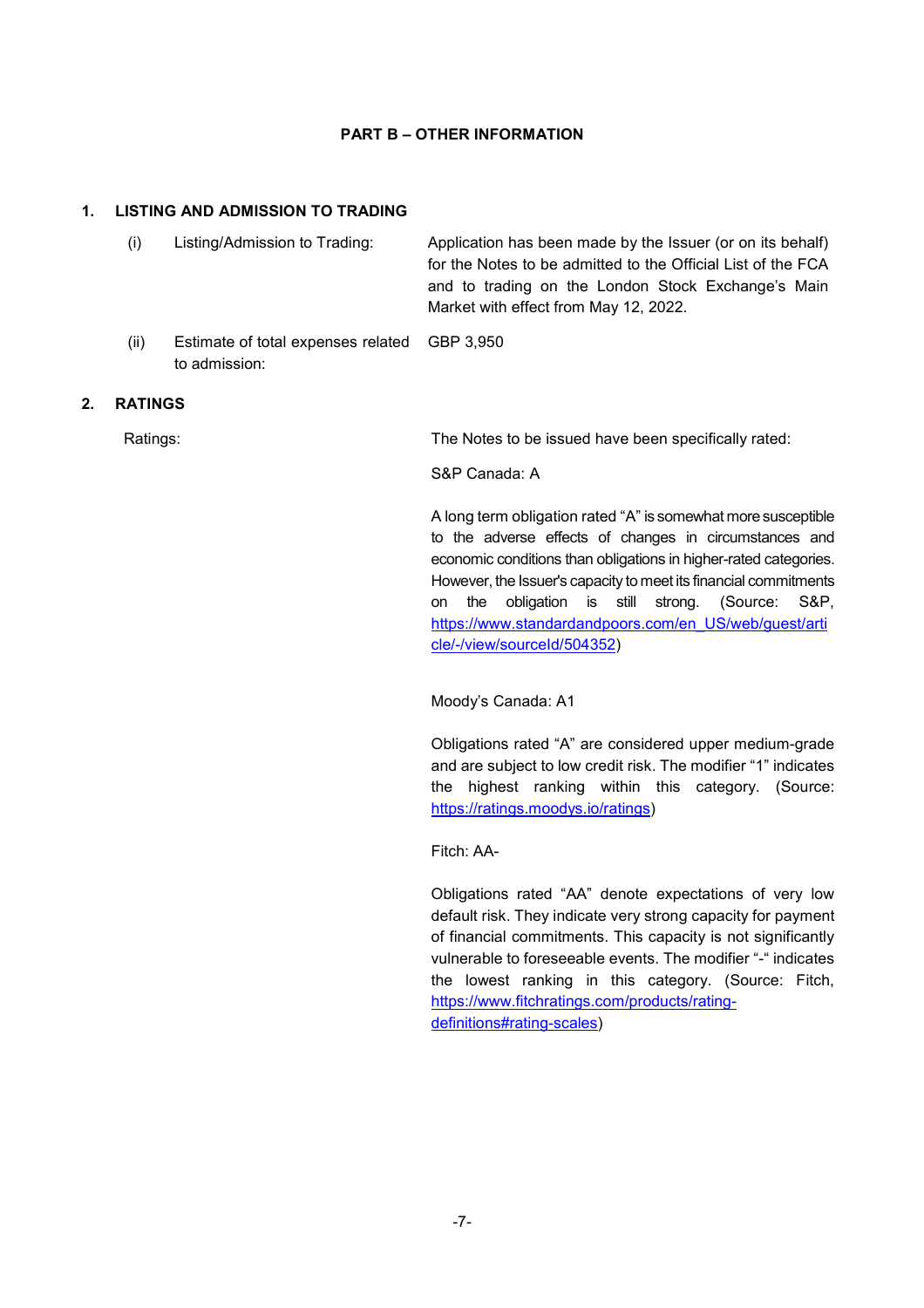## PART B – OTHER INFORMATION

### 1. LISTING AND ADMISSION TO TRADING

| | |
|---|---|
| (i) Listing/Admission to Trading: | Application has been made by the Issuer (or on its behalf) for the Notes to be admitted to the Official List of the FCA and to trading on the London Stock Exchange's Main Market with effect from May 12, 2022. |
| (ii) Estimate of total expenses related to admission: | GBP 3,950 |

### 2. RATINGS

Ratings:

The Notes to be issued have been specifically rated:

S&P Canada: A

A long term obligation rated "A" is somewhat more susceptible to the adverse effects of changes in circumstances and economic conditions than obligations in higher-rated categories. However, the Issuer's capacity to meet its financial commitments on the obligation is still strong. (Source: S&P, https://www.standardandpoors.com/en_US/web/guest/article/-/view/sourceId/504352)

Moody's Canada: A1

Obligations rated "A" are considered upper medium-grade and are subject to low credit risk. The modifier "1" indicates the highest ranking within this category. (Source: https://ratings.moodys.io/ratings)

Fitch: AA-

Obligations rated "AA" denote expectations of very low default risk. They indicate very strong capacity for payment of financial commitments. This capacity is not significantly vulnerable to foreseeable events. The modifier "-" indicates the lowest ranking in this category. (Source: Fitch, https://www.fitchratings.com/products/rating-definitions#rating-scales)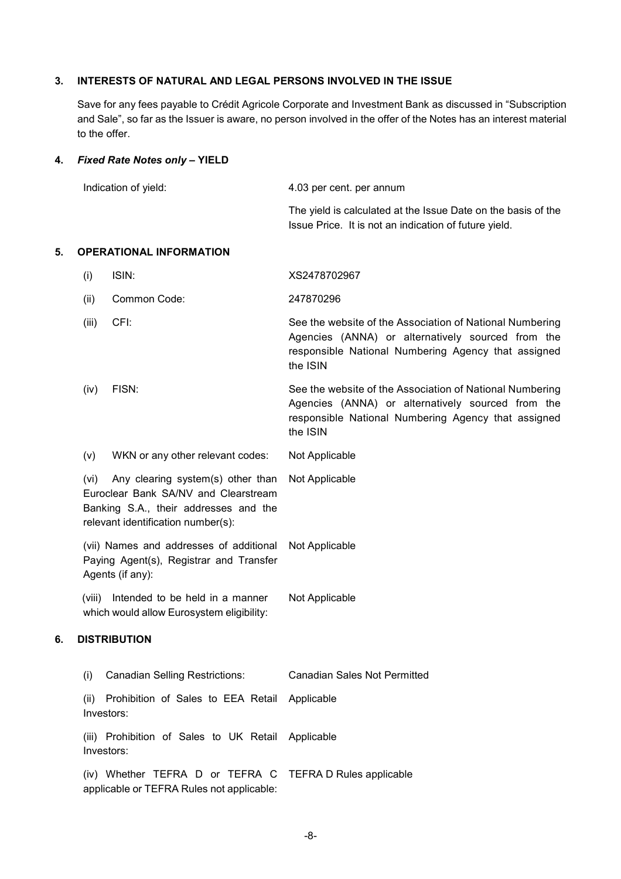## 3. INTERESTS OF NATURAL AND LEGAL PERSONS INVOLVED IN THE ISSUE

Save for any fees payable to Crédit Agricole Corporate and Investment Bank as discussed in "Subscription and Sale", so far as the Issuer is aware, no person involved in the offer of the Notes has an interest material to the offer.

## 4. *Fixed Rate Notes only* – YIELD

| | |
|---|---|
| Indication of yield: | 4.03 per cent. per annum<br><br>The yield is calculated at the Issue Date on the basis of the Issue Price. It is not an indication of future yield. |

## 5. OPERATIONAL INFORMATION

| | |
|---|---|
| (i) ISIN: | XS2478702967 |
| (ii) Common Code: | 247870296 |
| (iii) CFI: | See the website of the Association of National Numbering Agencies (ANNA) or alternatively sourced from the responsible National Numbering Agency that assigned the ISIN |
| (iv) FISN: | See the website of the Association of National Numbering Agencies (ANNA) or alternatively sourced from the responsible National Numbering Agency that assigned the ISIN |
| (v) WKN or any other relevant codes: | Not Applicable |
| (vi) Any clearing system(s) other than Euroclear Bank SA/NV and Clearstream Banking S.A., their addresses and the relevant identification number(s): | Not Applicable |
| (vii) Names and addresses of additional Paying Agent(s), Registrar and Transfer Agents (if any): | Not Applicable |
| (viii) Intended to be held in a manner which would allow Eurosystem eligibility: | Not Applicable |

## 6. DISTRIBUTION

| | |
|---|---|
| (i) Canadian Selling Restrictions: | Canadian Sales Not Permitted |
| (ii) Prohibition of Sales to EEA Retail Investors: | Applicable |
| (iii) Prohibition of Sales to UK Retail Investors: | Applicable |
| (iv) Whether TEFRA D or TEFRA C applicable or TEFRA Rules not applicable: | TEFRA D Rules applicable |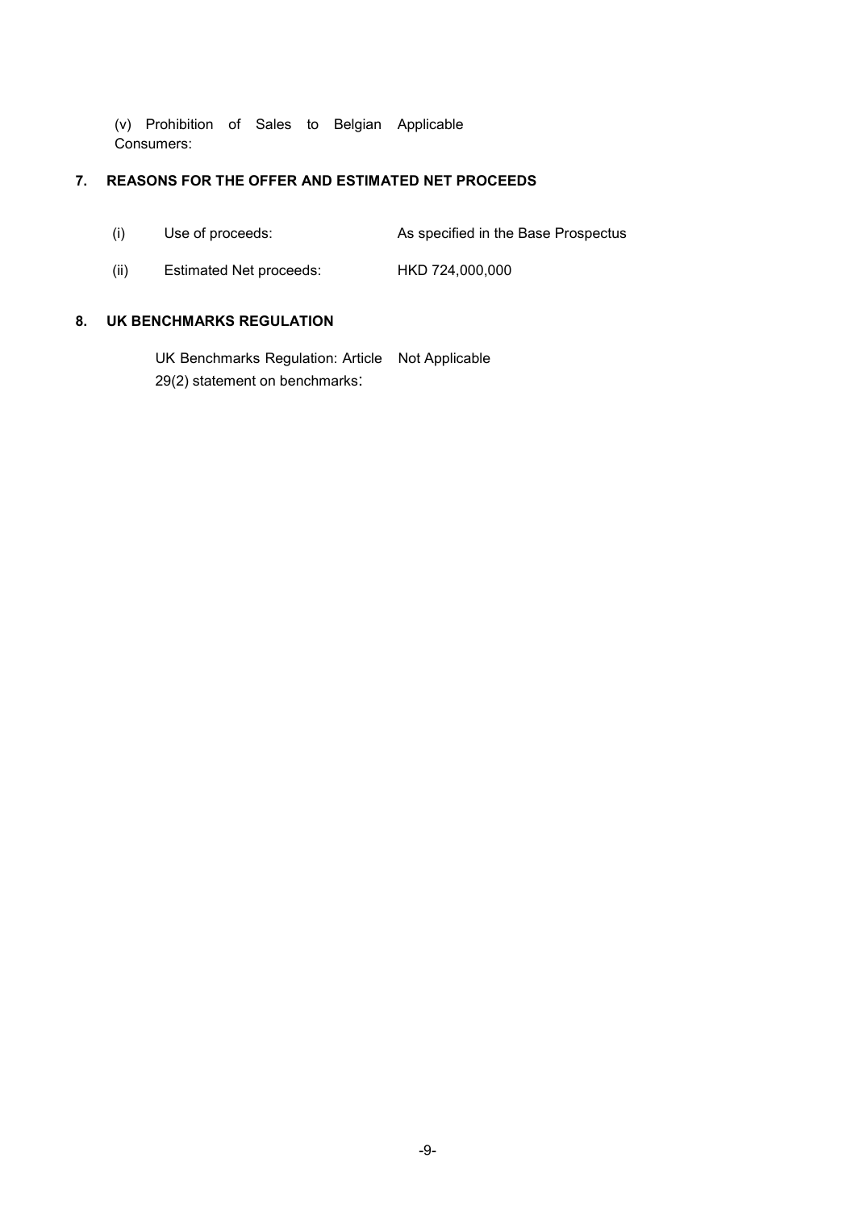(v) Prohibition of Sales to Belgian Consumers: Applicable

## 7. REASONS FOR THE OFFER AND ESTIMATED NET PROCEEDS

| | | |
|---|---|---|
| (i) | Use of proceeds: | As specified in the Base Prospectus |
| (ii) | Estimated Net proceeds: | HKD 724,000,000 |

## 8. UK BENCHMARKS REGULATION

| | |
|---|---|
| UK Benchmarks Regulation: Article 29(2) statement on benchmarks: | Not Applicable |